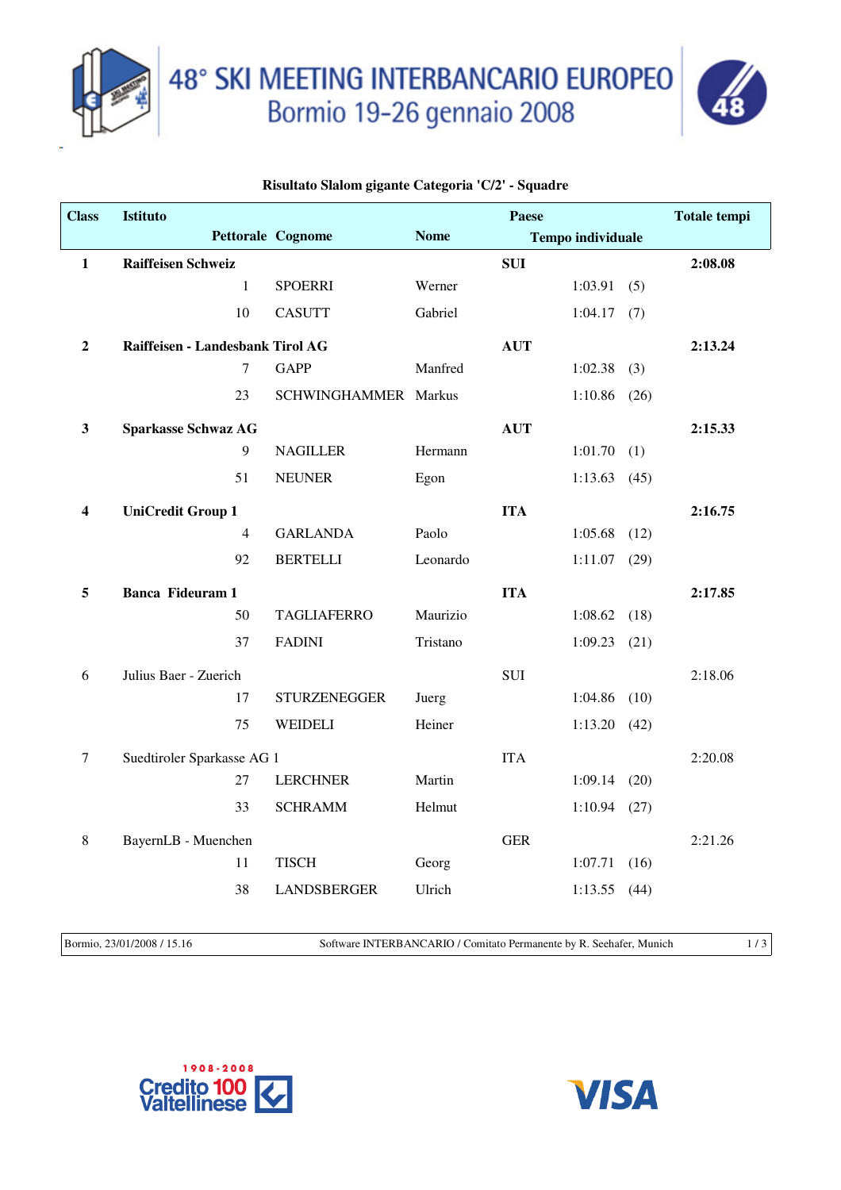# 48° SKI MEETING INTERBANCARIO EUROPEO
## Bormio 19-26 gennaio 2008

**Risultato Slalom gigante Categoria 'C/2' - Squadre**

| Class | Istituto / Pettorale | Cognome | Nome | Paese / Tempo individuale | | Totale tempi |
|---|---|---|---|---|---|---|
| **1** | **Raiffeisen Schweiz** | | | **SUI** | | **2:08.08** |
| | 1 | SPOERRI | Werner | 1:03.91 | (5) | |
| | 10 | CASUTT | Gabriel | 1:04.17 | (7) | |
| **2** | **Raiffeisen - Landesbank Tirol AG** | | | **AUT** | | **2:13.24** |
| | 7 | GAPP | Manfred | 1:02.38 | (3) | |
| | 23 | SCHWINGHAMMER | Markus | 1:10.86 | (26) | |
| **3** | **Sparkasse Schwaz AG** | | | **AUT** | | **2:15.33** |
| | 9 | NAGILLER | Hermann | 1:01.70 | (1) | |
| | 51 | NEUNER | Egon | 1:13.63 | (45) | |
| **4** | **UniCredit Group 1** | | | **ITA** | | **2:16.75** |
| | 4 | GARLANDA | Paolo | 1:05.68 | (12) | |
| | 92 | BERTELLI | Leonardo | 1:11.07 | (29) | |
| **5** | **Banca Fideuram 1** | | | **ITA** | | **2:17.85** |
| | 50 | TAGLIAFERRO | Maurizio | 1:08.62 | (18) | |
| | 37 | FADINI | Tristano | 1:09.23 | (21) | |
| 6 | Julius Baer - Zuerich | | | SUI | | 2:18.06 |
| | 17 | STURZENEGGER | Juerg | 1:04.86 | (10) | |
| | 75 | WEIDELI | Heiner | 1:13.20 | (42) | |
| 7 | Suedtiroler Sparkasse AG 1 | | | ITA | | 2:20.08 |
| | 27 | LERCHNER | Martin | 1:09.14 | (20) | |
| | 33 | SCHRAMM | Helmut | 1:10.94 | (27) | |
| 8 | BayernLB - Muenchen | | | GER | | 2:21.26 |
| | 11 | TISCH | Georg | 1:07.71 | (16) | |
| | 38 | LANDSBERGER | Ulrich | 1:13.55 | (44) | |

Bormio, 23/01/2008 / 15.16 — Software INTERBANCARIO / Comitato Permanente by R. Seehafer, Munich

1908-2008 Credito Valtellinese — VISA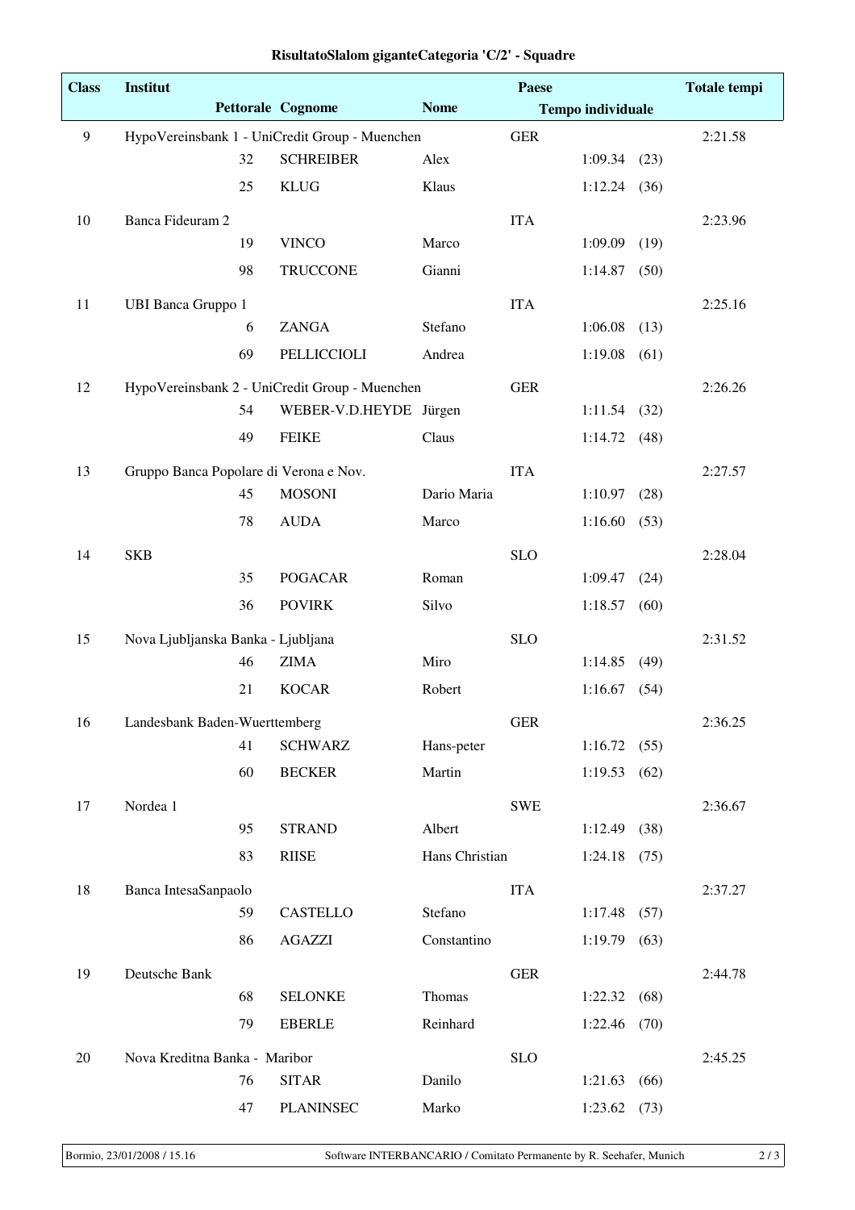# RisultatoSlalom giganteCategoria 'C/2' - Squadre

| Class | Institut | | | | Paese | | | Totale tempi |
|---|---|---|---|---|---|---|---|---|
| | | Pettorale | Cognome | Nome | | Tempo individuale | | |
| 9 | HypoVereinsbank 1 - UniCredit Group - Muenchen | | | | GER | | | 2:21.58 |
| | | 32 | SCHREIBER | Alex | | 1:09.34 | (23) | |
| | | 25 | KLUG | Klaus | | 1:12.24 | (36) | |
| 10 | Banca Fideuram 2 | | | | ITA | | | 2:23.96 |
| | | 19 | VINCO | Marco | | 1:09.09 | (19) | |
| | | 98 | TRUCCONE | Gianni | | 1:14.87 | (50) | |
| 11 | UBI Banca Gruppo 1 | | | | ITA | | | 2:25.16 |
| | | 6 | ZANGA | Stefano | | 1:06.08 | (13) | |
| | | 69 | PELLICCIOLI | Andrea | | 1:19.08 | (61) | |
| 12 | HypoVereinsbank 2 - UniCredit Group - Muenchen | | | | GER | | | 2:26.26 |
| | | 54 | WEBER-V.D.HEYDE | Jürgen | | 1:11.54 | (32) | |
| | | 49 | FEIKE | Claus | | 1:14.72 | (48) | |
| 13 | Gruppo Banca Popolare di Verona e Nov. | | | | ITA | | | 2:27.57 |
| | | 45 | MOSONI | Dario Maria | | 1:10.97 | (28) | |
| | | 78 | AUDA | Marco | | 1:16.60 | (53) | |
| 14 | SKB | | | | SLO | | | 2:28.04 |
| | | 35 | POGACAR | Roman | | 1:09.47 | (24) | |
| | | 36 | POVIRK | Silvo | | 1:18.57 | (60) | |
| 15 | Nova Ljubljanska Banka - Ljubljana | | | | SLO | | | 2:31.52 |
| | | 46 | ZIMA | Miro | | 1:14.85 | (49) | |
| | | 21 | KOCAR | Robert | | 1:16.67 | (54) | |
| 16 | Landesbank Baden-Wuerttemberg | | | | GER | | | 2:36.25 |
| | | 41 | SCHWARZ | Hans-peter | | 1:16.72 | (55) | |
| | | 60 | BECKER | Martin | | 1:19.53 | (62) | |
| 17 | Nordea 1 | | | | SWE | | | 2:36.67 |
| | | 95 | STRAND | Albert | | 1:12.49 | (38) | |
| | | 83 | RIISE | Hans Christian | | 1:24.18 | (75) | |
| 18 | Banca IntesaSanpaolo | | | | ITA | | | 2:37.27 |
| | | 59 | CASTELLO | Stefano | | 1:17.48 | (57) | |
| | | 86 | AGAZZI | Constantino | | 1:19.79 | (63) | |
| 19 | Deutsche Bank | | | | GER | | | 2:44.78 |
| | | 68 | SELONKE | Thomas | | 1:22.32 | (68) | |
| | | 79 | EBERLE | Reinhard | | 1:22.46 | (70) | |
| 20 | Nova Kreditna Banka - Maribor | | | | SLO | | | 2:45.25 |
| | | 76 | SITAR | Danilo | | 1:21.63 | (66) | |
| | | 47 | PLANINSEC | Marko | | 1:23.62 | (73) | |

Bormio, 23/01/2008 / 15.16 — Software INTERBANCARIO / Comitato Permanente by R. Seehafer, Munich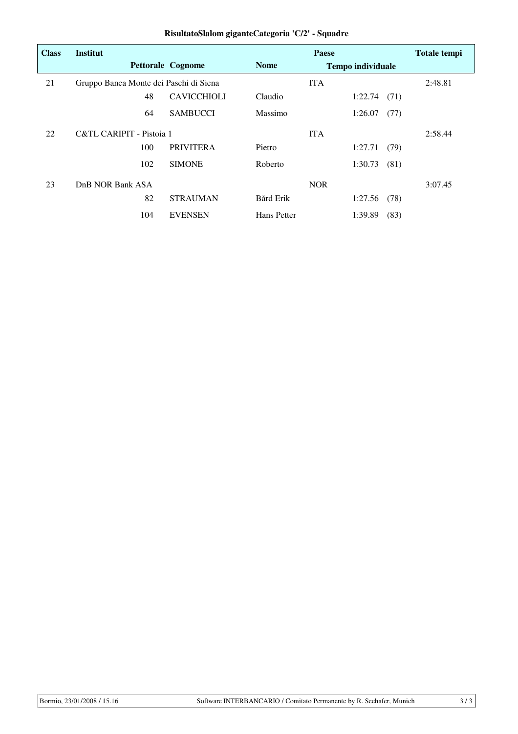# RisultatoSlalom giganteCategoria 'C/2' - Squadre

| Class | Institut | | | Paese | | | Totale tempi |
|---|---|---|---|---|---|---|---|
| | | Pettorale | Cognome | Nome | Tempo individuale | | |
| 21 | Gruppo Banca Monte dei Paschi di Siena | | | ITA | | | 2:48.81 |
| | | 48 | CAVICCHIOLI | Claudio | 1:22.74 | (71) | |
| | | 64 | SAMBUCCI | Massimo | 1:26.07 | (77) | |
| 22 | C&TL CARIPIT - Pistoia 1 | | | ITA | | | 2:58.44 |
| | | 100 | PRIVITERA | Pietro | 1:27.71 | (79) | |
| | | 102 | SIMONE | Roberto | 1:30.73 | (81) | |
| 23 | DnB NOR Bank ASA | | | NOR | | | 3:07.45 |
| | | 82 | STRAUMAN | Bård Erik | 1:27.56 | (78) | |
| | | 104 | EVENSEN | Hans Petter | 1:39.89 | (83) | |

Bormio, 23/01/2008 / 15.16 — Software INTERBANCARIO / Comitato Permanente by R. Seehafer, Munich